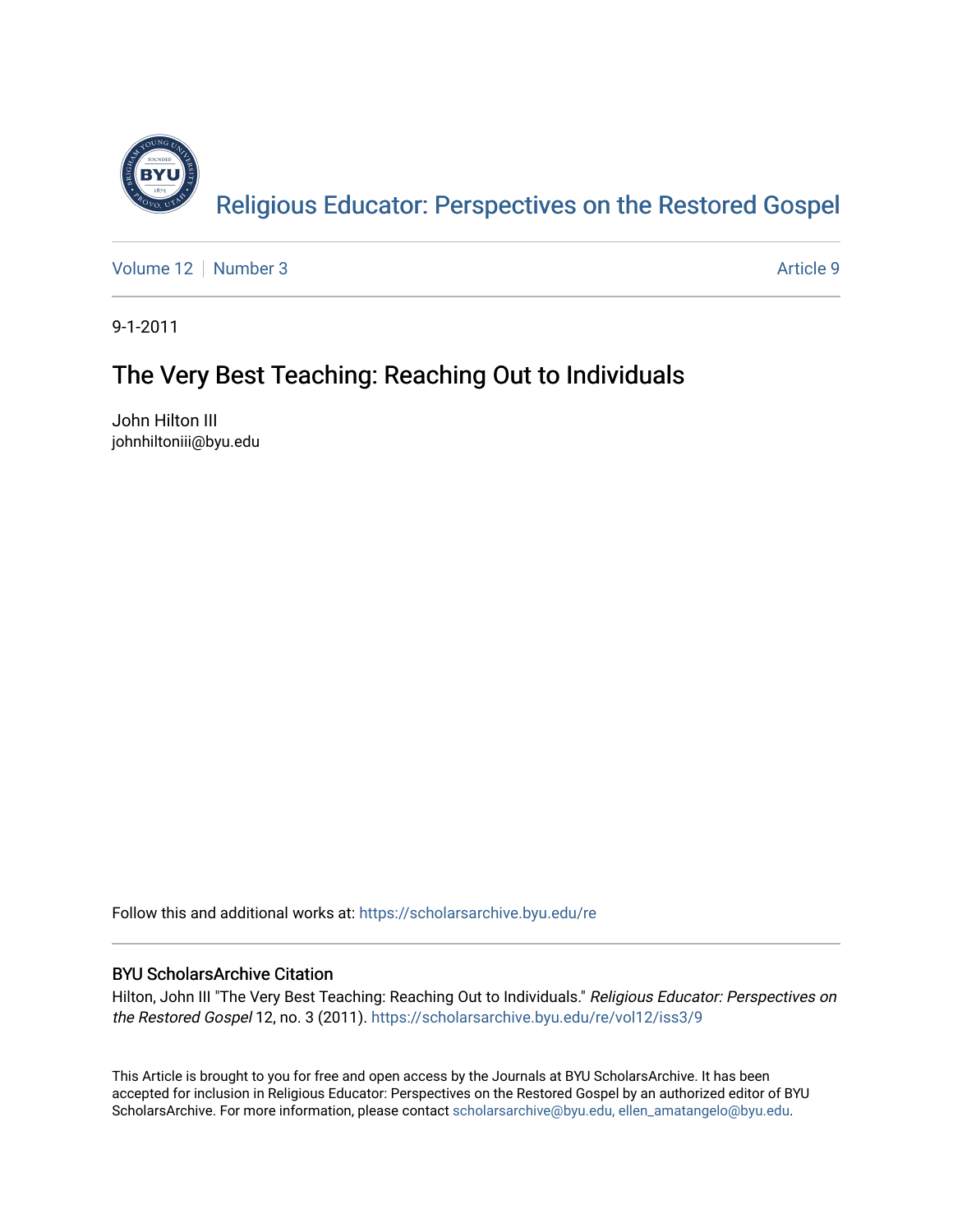Religious Educator: Perspectives on the Restored Gospel

Volume 12 | Number 3 | Article 9

9-1-2011

# The Very Best Teaching: Reaching Out to Individuals

John Hilton III
johnhiltoniii@byu.edu

Follow this and additional works at: https://scholarsarchive.byu.edu/re

## BYU ScholarsArchive Citation

Hilton, John III "The Very Best Teaching: Reaching Out to Individuals." *Religious Educator: Perspectives on the Restored Gospel* 12, no. 3 (2011). https://scholarsarchive.byu.edu/re/vol12/iss3/9

This Article is brought to you for free and open access by the Journals at BYU ScholarsArchive. It has been accepted for inclusion in Religious Educator: Perspectives on the Restored Gospel by an authorized editor of BYU ScholarsArchive. For more information, please contact scholarsarchive@byu.edu, ellen_amatangelo@byu.edu.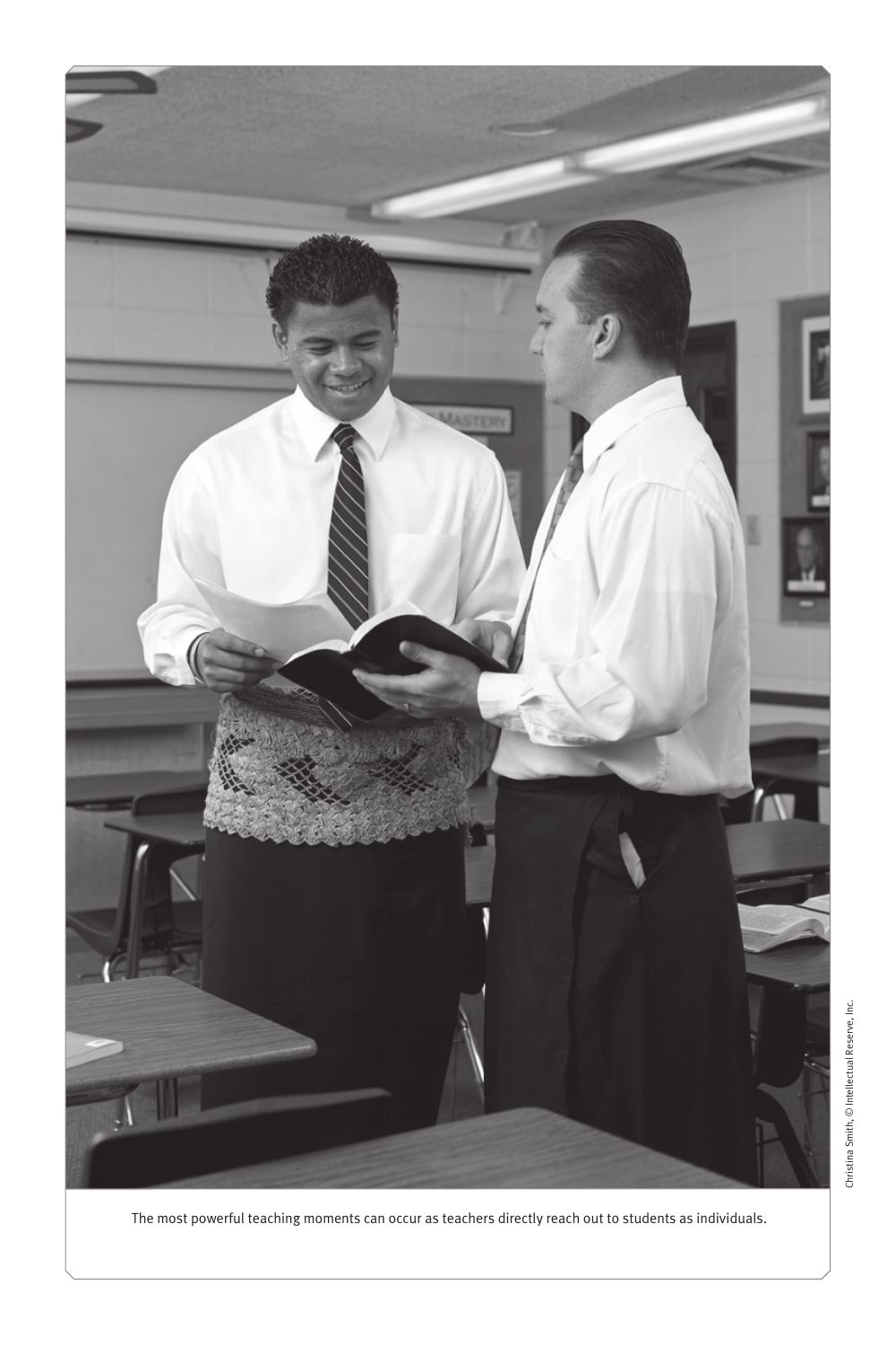The most powerful teaching moments can occur as teachers directly reach out to students as individuals.

Christina Smith, © Intellectual Reserve, Inc.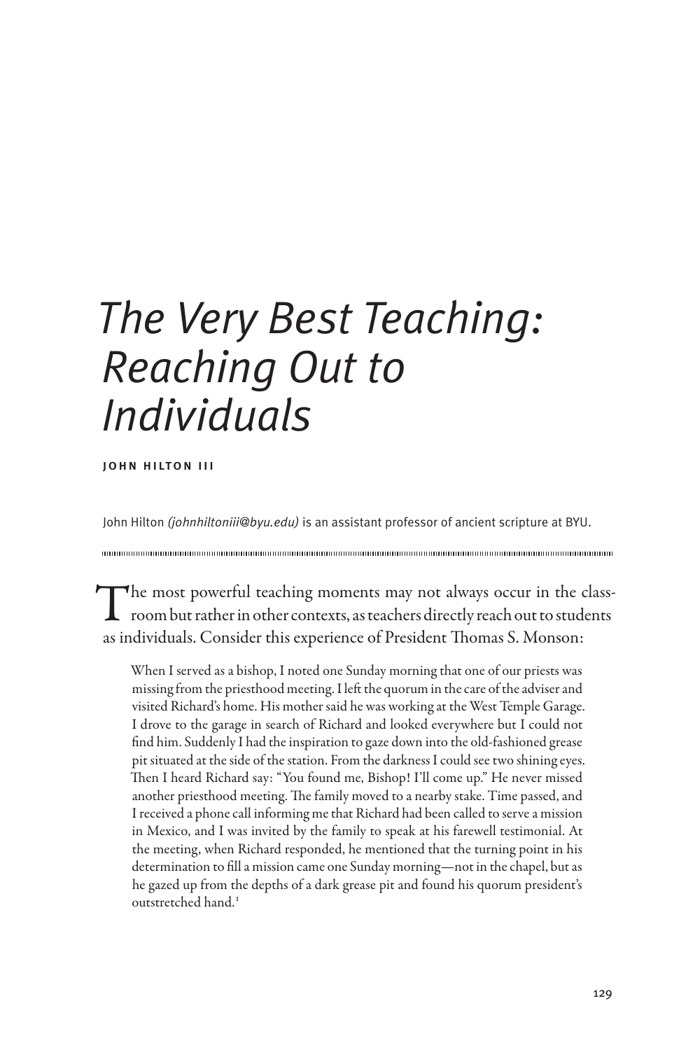# *The Very Best Teaching: Reaching Out to Individuals*

**JOHN HILTON III**

John Hilton *(johnhiltoniii@byu.edu)* is an assistant professor of ancient scripture at BYU.

---

The most powerful teaching moments may not always occur in the classroom but rather in other contexts, as teachers directly reach out to students as individuals. Consider this experience of President Thomas S. Monson:

> When I served as a bishop, I noted one Sunday morning that one of our priests was missing from the priesthood meeting. I left the quorum in the care of the adviser and visited Richard's home. His mother said he was working at the West Temple Garage. I drove to the garage in search of Richard and looked everywhere but I could not find him. Suddenly I had the inspiration to gaze down into the old-fashioned grease pit situated at the side of the station. From the darkness I could see two shining eyes. Then I heard Richard say: "You found me, Bishop! I'll come up." He never missed another priesthood meeting. The family moved to a nearby stake. Time passed, and I received a phone call informing me that Richard had been called to serve a mission in Mexico, and I was invited by the family to speak at his farewell testimonial. At the meeting, when Richard responded, he mentioned that the turning point in his determination to fill a mission came one Sunday morning—not in the chapel, but as he gazed up from the depths of a dark grease pit and found his quorum president's outstretched hand.[1]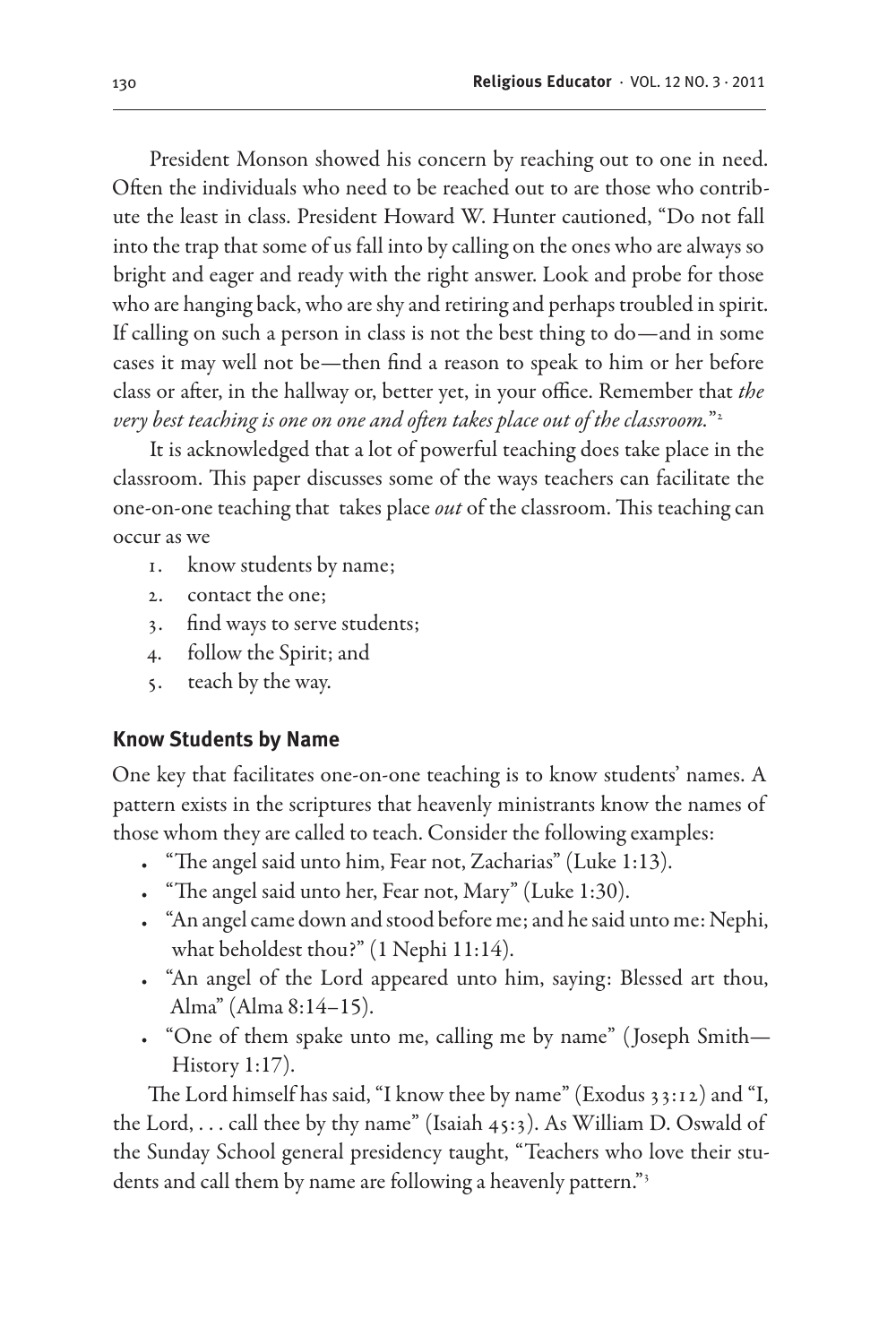President Monson showed his concern by reaching out to one in need. Often the individuals who need to be reached out to are those who contribute the least in class. President Howard W. Hunter cautioned, "Do not fall into the trap that some of us fall into by calling on the ones who are always so bright and eager and ready with the right answer. Look and probe for those who are hanging back, who are shy and retiring and perhaps troubled in spirit. If calling on such a person in class is not the best thing to do—and in some cases it may well not be—then find a reason to speak to him or her before class or after, in the hallway or, better yet, in your office. Remember that *the very best teaching is one on one and often takes place out of the classroom.*"[2]

It is acknowledged that a lot of powerful teaching does take place in the classroom. This paper discusses some of the ways teachers can facilitate the one-on-one teaching that takes place *out* of the classroom. This teaching can occur as we

1. know students by name;
2. contact the one;
3. find ways to serve students;
4. follow the Spirit; and
5. teach by the way.

### Know Students by Name

One key that facilitates one-on-one teaching is to know students' names. A pattern exists in the scriptures that heavenly ministrants know the names of those whom they are called to teach. Consider the following examples:

- "The angel said unto him, Fear not, Zacharias" (Luke 1:13).
- "The angel said unto her, Fear not, Mary" (Luke 1:30).
- "An angel came down and stood before me; and he said unto me: Nephi, what beholdest thou?" (1 Nephi 11:14).
- "An angel of the Lord appeared unto him, saying: Blessed art thou, Alma" (Alma 8:14–15).
- "One of them spake unto me, calling me by name" (Joseph Smith—History 1:17).

The Lord himself has said, "I know thee by name" (Exodus 33:12) and "I, the Lord, . . . call thee by thy name" (Isaiah 45:3). As William D. Oswald of the Sunday School general presidency taught, "Teachers who love their students and call them by name are following a heavenly pattern."[3]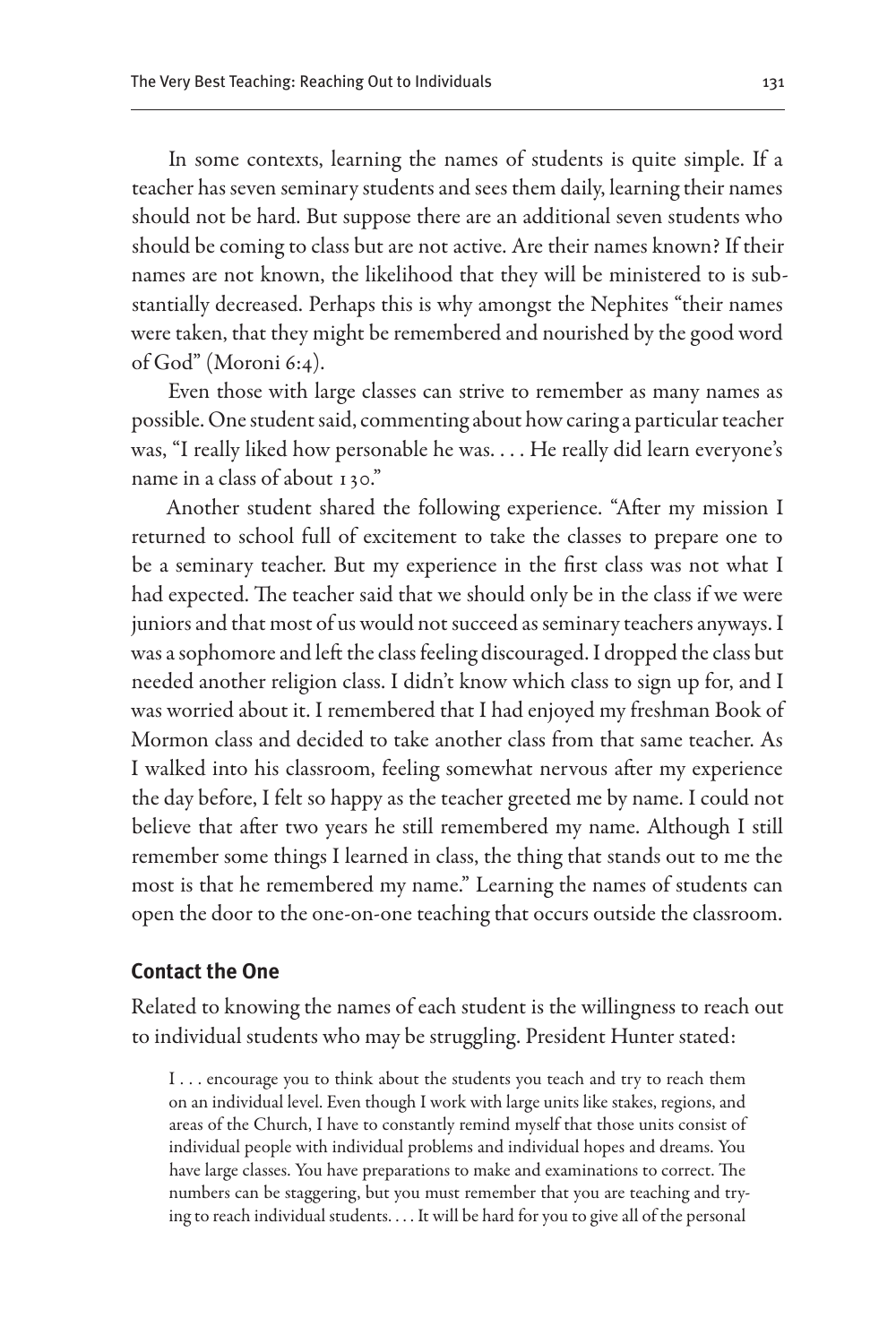In some contexts, learning the names of students is quite simple. If a teacher has seven seminary students and sees them daily, learning their names should not be hard. But suppose there are an additional seven students who should be coming to class but are not active. Are their names known? If their names are not known, the likelihood that they will be ministered to is substantially decreased. Perhaps this is why amongst the Nephites "their names were taken, that they might be remembered and nourished by the good word of God" (Moroni 6:4).

Even those with large classes can strive to remember as many names as possible. One student said, commenting about how caring a particular teacher was, "I really liked how personable he was. . . . He really did learn everyone's name in a class of about 130."

Another student shared the following experience. "After my mission I returned to school full of excitement to take the classes to prepare one to be a seminary teacher. But my experience in the first class was not what I had expected. The teacher said that we should only be in the class if we were juniors and that most of us would not succeed as seminary teachers anyways. I was a sophomore and left the class feeling discouraged. I dropped the class but needed another religion class. I didn't know which class to sign up for, and I was worried about it. I remembered that I had enjoyed my freshman Book of Mormon class and decided to take another class from that same teacher. As I walked into his classroom, feeling somewhat nervous after my experience the day before, I felt so happy as the teacher greeted me by name. I could not believe that after two years he still remembered my name. Although I still remember some things I learned in class, the thing that stands out to me the most is that he remembered my name." Learning the names of students can open the door to the one-on-one teaching that occurs outside the classroom.

## Contact the One

Related to knowing the names of each student is the willingness to reach out to individual students who may be struggling. President Hunter stated:

> I . . . encourage you to think about the students you teach and try to reach them on an individual level. Even though I work with large units like stakes, regions, and areas of the Church, I have to constantly remind myself that those units consist of individual people with individual problems and individual hopes and dreams. You have large classes. You have preparations to make and examinations to correct. The numbers can be staggering, but you must remember that you are teaching and trying to reach individual students. . . . It will be hard for you to give all of the personal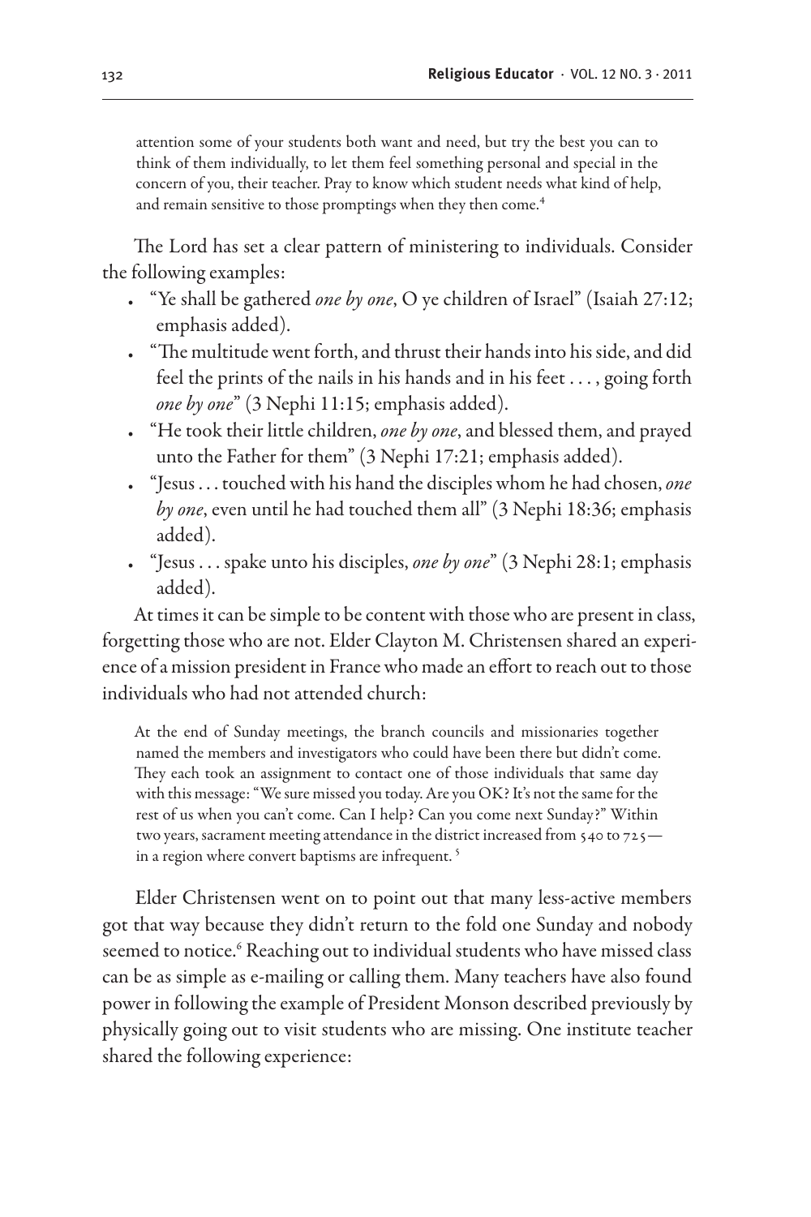attention some of your students both want and need, but try the best you can to think of them individually, to let them feel something personal and special in the concern of you, their teacher. Pray to know which student needs what kind of help, and remain sensitive to those promptings when they then come.[4]

The Lord has set a clear pattern of ministering to individuals. Consider the following examples:

- "Ye shall be gathered *one by one*, O ye children of Israel" (Isaiah 27:12; emphasis added).
- "The multitude went forth, and thrust their hands into his side, and did feel the prints of the nails in his hands and in his feet . . . , going forth *one by one*" (3 Nephi 11:15; emphasis added).
- "He took their little children, *one by one*, and blessed them, and prayed unto the Father for them" (3 Nephi 17:21; emphasis added).
- "Jesus . . . touched with his hand the disciples whom he had chosen, *one by one*, even until he had touched them all" (3 Nephi 18:36; emphasis added).
- "Jesus . . . spake unto his disciples, *one by one*" (3 Nephi 28:1; emphasis added).

At times it can be simple to be content with those who are present in class, forgetting those who are not. Elder Clayton M. Christensen shared an experience of a mission president in France who made an effort to reach out to those individuals who had not attended church:

> At the end of Sunday meetings, the branch councils and missionaries together named the members and investigators who could have been there but didn't come. They each took an assignment to contact one of those individuals that same day with this message: "We sure missed you today. Are you OK? It's not the same for the rest of us when you can't come. Can I help? Can you come next Sunday?" Within two years, sacrament meeting attendance in the district increased from 540 to 725—in a region where convert baptisms are infrequent.[5]

Elder Christensen went on to point out that many less-active members got that way because they didn't return to the fold one Sunday and nobody seemed to notice.[6] Reaching out to individual students who have missed class can be as simple as e-mailing or calling them. Many teachers have also found power in following the example of President Monson described previously by physically going out to visit students who are missing. One institute teacher shared the following experience: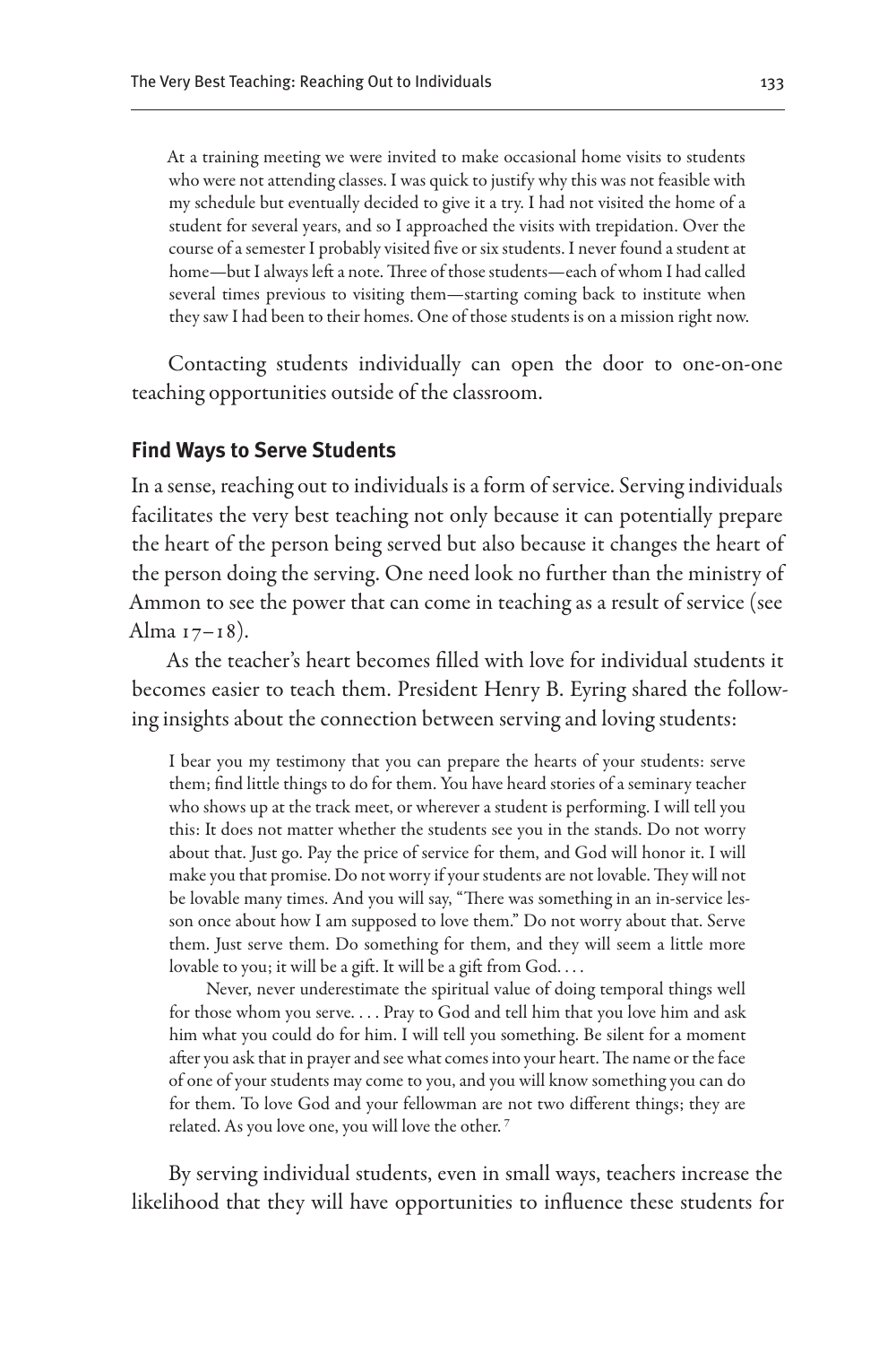> At a training meeting we were invited to make occasional home visits to students who were not attending classes. I was quick to justify why this was not feasible with my schedule but eventually decided to give it a try. I had not visited the home of a student for several years, and so I approached the visits with trepidation. Over the course of a semester I probably visited five or six students. I never found a student at home—but I always left a note. Three of those students—each of whom I had called several times previous to visiting them—starting coming back to institute when they saw I had been to their homes. One of those students is on a mission right now.

Contacting students individually can open the door to one-on-one teaching opportunities outside of the classroom.

### Find Ways to Serve Students

In a sense, reaching out to individuals is a form of service. Serving individuals facilitates the very best teaching not only because it can potentially prepare the heart of the person being served but also because it changes the heart of the person doing the serving. One need look no further than the ministry of Ammon to see the power that can come in teaching as a result of service (see Alma 17–18).

As the teacher's heart becomes filled with love for individual students it becomes easier to teach them. President Henry B. Eyring shared the following insights about the connection between serving and loving students:

> I bear you my testimony that you can prepare the hearts of your students: serve them; find little things to do for them. You have heard stories of a seminary teacher who shows up at the track meet, or wherever a student is performing. I will tell you this: It does not matter whether the students see you in the stands. Do not worry about that. Just go. Pay the price of service for them, and God will honor it. I will make you that promise. Do not worry if your students are not lovable. They will not be lovable many times. And you will say, "There was something in an in-service lesson once about how I am supposed to love them." Do not worry about that. Serve them. Just serve them. Do something for them, and they will seem a little more lovable to you; it will be a gift. It will be a gift from God. . . .
>
> Never, never underestimate the spiritual value of doing temporal things well for those whom you serve. . . . Pray to God and tell him that you love him and ask him what you could do for him. I will tell you something. Be silent for a moment after you ask that in prayer and see what comes into your heart. The name or the face of one of your students may come to you, and you will know something you can do for them. To love God and your fellowman are not two different things; they are related. As you love one, you will love the other. [7]

By serving individual students, even in small ways, teachers increase the likelihood that they will have opportunities to influence these students for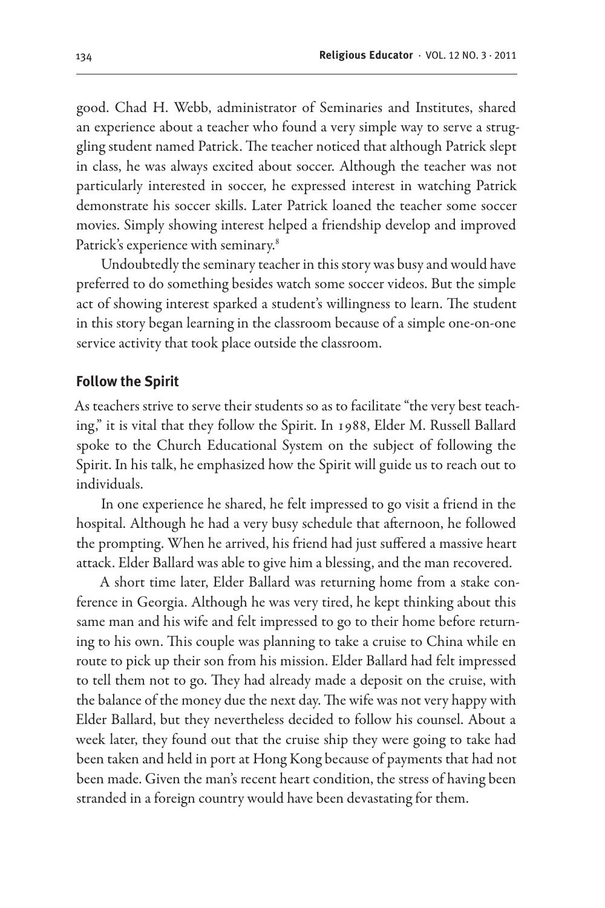good. Chad H. Webb, administrator of Seminaries and Institutes, shared an experience about a teacher who found a very simple way to serve a struggling student named Patrick. The teacher noticed that although Patrick slept in class, he was always excited about soccer. Although the teacher was not particularly interested in soccer, he expressed interest in watching Patrick demonstrate his soccer skills. Later Patrick loaned the teacher some soccer movies. Simply showing interest helped a friendship develop and improved Patrick's experience with seminary.[8]

Undoubtedly the seminary teacher in this story was busy and would have preferred to do something besides watch some soccer videos. But the simple act of showing interest sparked a student's willingness to learn. The student in this story began learning in the classroom because of a simple one-on-one service activity that took place outside the classroom.

## Follow the Spirit

As teachers strive to serve their students so as to facilitate "the very best teaching," it is vital that they follow the Spirit. In 1988, Elder M. Russell Ballard spoke to the Church Educational System on the subject of following the Spirit. In his talk, he emphasized how the Spirit will guide us to reach out to individuals.

In one experience he shared, he felt impressed to go visit a friend in the hospital. Although he had a very busy schedule that afternoon, he followed the prompting. When he arrived, his friend had just suffered a massive heart attack. Elder Ballard was able to give him a blessing, and the man recovered.

A short time later, Elder Ballard was returning home from a stake conference in Georgia. Although he was very tired, he kept thinking about this same man and his wife and felt impressed to go to their home before returning to his own. This couple was planning to take a cruise to China while en route to pick up their son from his mission. Elder Ballard had felt impressed to tell them not to go. They had already made a deposit on the cruise, with the balance of the money due the next day. The wife was not very happy with Elder Ballard, but they nevertheless decided to follow his counsel. About a week later, they found out that the cruise ship they were going to take had been taken and held in port at Hong Kong because of payments that had not been made. Given the man's recent heart condition, the stress of having been stranded in a foreign country would have been devastating for them.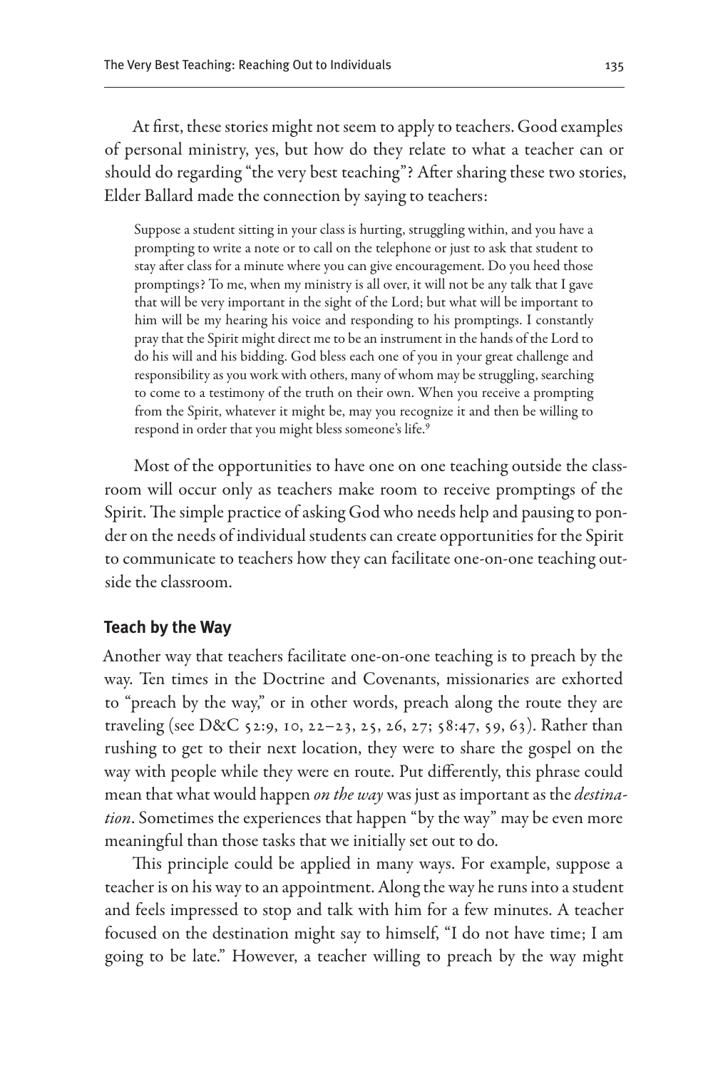At first, these stories might not seem to apply to teachers. Good examples of personal ministry, yes, but how do they relate to what a teacher can or should do regarding "the very best teaching"? After sharing these two stories, Elder Ballard made the connection by saying to teachers:

> Suppose a student sitting in your class is hurting, struggling within, and you have a prompting to write a note or to call on the telephone or just to ask that student to stay after class for a minute where you can give encouragement. Do you heed those promptings? To me, when my ministry is all over, it will not be any talk that I gave that will be very important in the sight of the Lord; but what will be important to him will be my hearing his voice and responding to his promptings. I constantly pray that the Spirit might direct me to be an instrument in the hands of the Lord to do his will and his bidding. God bless each one of you in your great challenge and responsibility as you work with others, many of whom may be struggling, searching to come to a testimony of the truth on their own. When you receive a prompting from the Spirit, whatever it might be, may you recognize it and then be willing to respond in order that you might bless someone's life.[9]

Most of the opportunities to have one on one teaching outside the classroom will occur only as teachers make room to receive promptings of the Spirit. The simple practice of asking God who needs help and pausing to ponder on the needs of individual students can create opportunities for the Spirit to communicate to teachers how they can facilitate one-on-one teaching outside the classroom.

### Teach by the Way

Another way that teachers facilitate one-on-one teaching is to preach by the way. Ten times in the Doctrine and Covenants, missionaries are exhorted to "preach by the way," or in other words, preach along the route they are traveling (see D&C 52:9, 10, 22–23, 25, 26, 27; 58:47, 59, 63). Rather than rushing to get to their next location, they were to share the gospel on the way with people while they were en route. Put differently, this phrase could mean that what would happen *on the way* was just as important as the *destination*. Sometimes the experiences that happen "by the way" may be even more meaningful than those tasks that we initially set out to do.

This principle could be applied in many ways. For example, suppose a teacher is on his way to an appointment. Along the way he runs into a student and feels impressed to stop and talk with him for a few minutes. A teacher focused on the destination might say to himself, "I do not have time; I am going to be late." However, a teacher willing to preach by the way might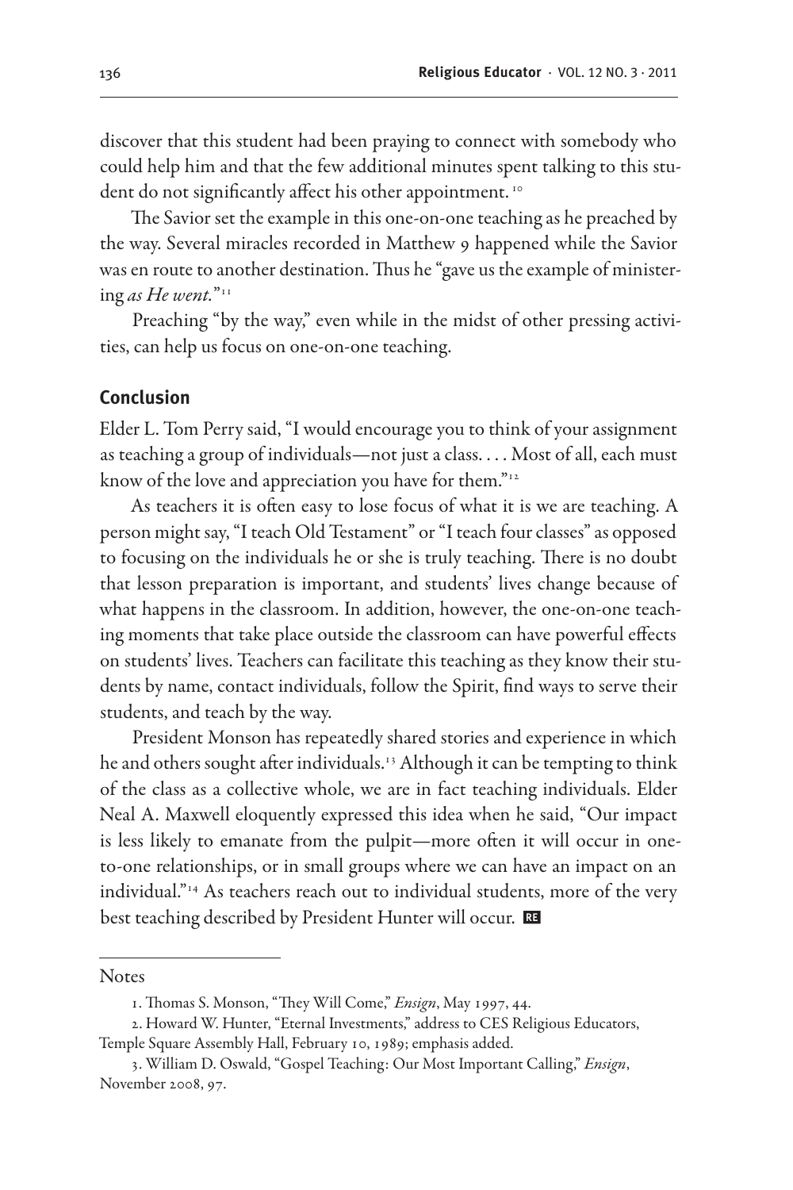discover that this student had been praying to connect with somebody who could help him and that the few additional minutes spent talking to this student do not significantly affect his other appointment.[10]

The Savior set the example in this one-on-one teaching as he preached by the way. Several miracles recorded in Matthew 9 happened while the Savior was en route to another destination. Thus he "gave us the example of ministering *as He went.*"[11]

Preaching "by the way," even while in the midst of other pressing activities, can help us focus on one-on-one teaching.

## Conclusion

Elder L. Tom Perry said, "I would encourage you to think of your assignment as teaching a group of individuals—not just a class. . . . Most of all, each must know of the love and appreciation you have for them."[12]

As teachers it is often easy to lose focus of what it is we are teaching. A person might say, "I teach Old Testament" or "I teach four classes" as opposed to focusing on the individuals he or she is truly teaching. There is no doubt that lesson preparation is important, and students' lives change because of what happens in the classroom. In addition, however, the one-on-one teaching moments that take place outside the classroom can have powerful effects on students' lives. Teachers can facilitate this teaching as they know their students by name, contact individuals, follow the Spirit, find ways to serve their students, and teach by the way.

President Monson has repeatedly shared stories and experience in which he and others sought after individuals.[13] Although it can be tempting to think of the class as a collective whole, we are in fact teaching individuals. Elder Neal A. Maxwell eloquently expressed this idea when he said, "Our impact is less likely to emanate from the pulpit—more often it will occur in one-to-one relationships, or in small groups where we can have an impact on an individual."[14] As teachers reach out to individual students, more of the very best teaching described by President Hunter will occur.

Notes

1. Thomas S. Monson, "They Will Come," *Ensign*, May 1997, 44.
2. Howard W. Hunter, "Eternal Investments," address to CES Religious Educators, Temple Square Assembly Hall, February 10, 1989; emphasis added.
3. William D. Oswald, "Gospel Teaching: Our Most Important Calling," *Ensign*, November 2008, 97.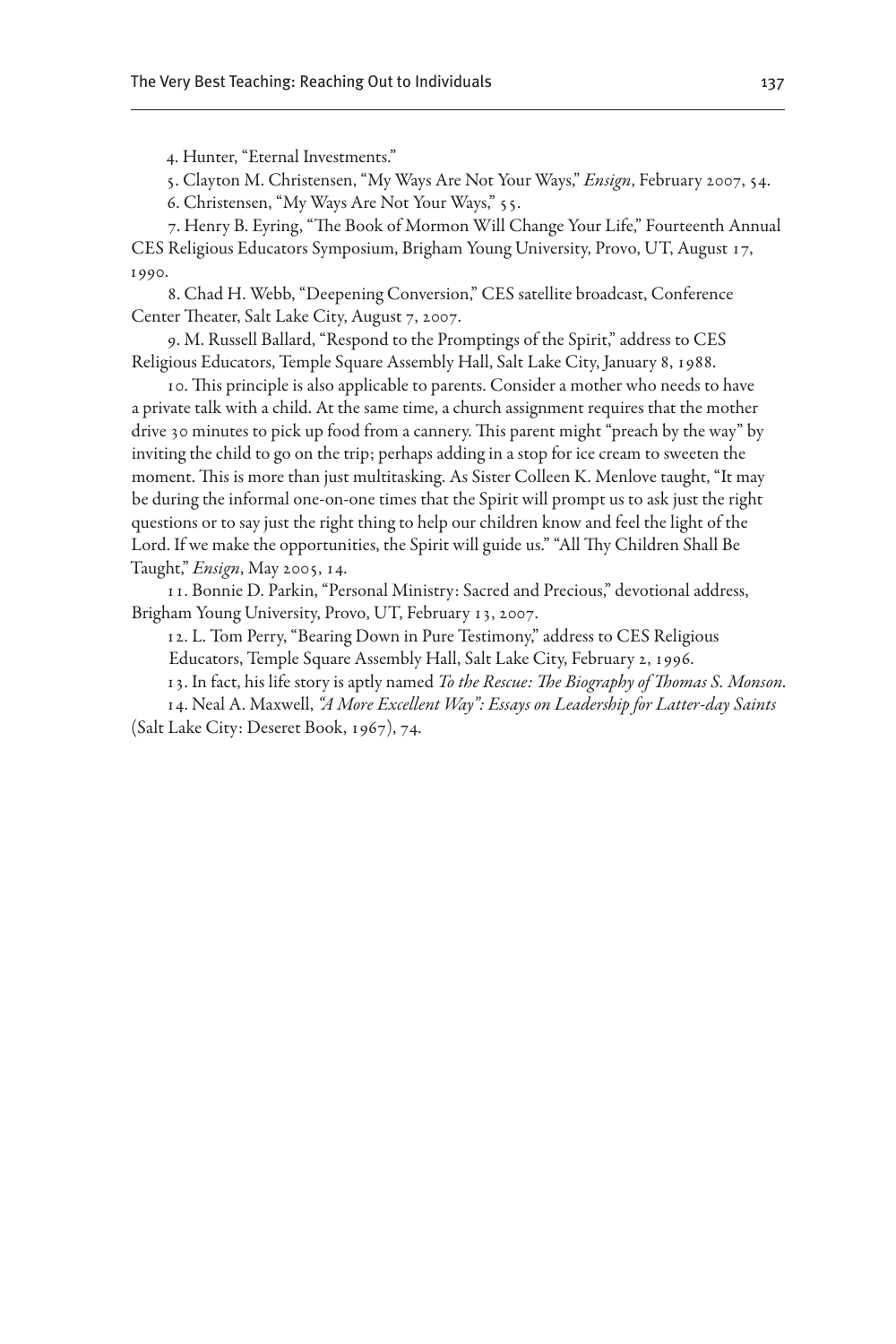4. Hunter, "Eternal Investments."

5. Clayton M. Christensen, "My Ways Are Not Your Ways," *Ensign*, February 2007, 54.

6. Christensen, "My Ways Are Not Your Ways," 55.

7. Henry B. Eyring, "The Book of Mormon Will Change Your Life," Fourteenth Annual CES Religious Educators Symposium, Brigham Young University, Provo, UT, August 17, 1990.

8. Chad H. Webb, "Deepening Conversion," CES satellite broadcast, Conference Center Theater, Salt Lake City, August 7, 2007.

9. M. Russell Ballard, "Respond to the Promptings of the Spirit," address to CES Religious Educators, Temple Square Assembly Hall, Salt Lake City, January 8, 1988.

10. This principle is also applicable to parents. Consider a mother who needs to have a private talk with a child. At the same time, a church assignment requires that the mother drive 30 minutes to pick up food from a cannery. This parent might "preach by the way" by inviting the child to go on the trip; perhaps adding in a stop for ice cream to sweeten the moment. This is more than just multitasking. As Sister Colleen K. Menlove taught, "It may be during the informal one-on-one times that the Spirit will prompt us to ask just the right questions or to say just the right thing to help our children know and feel the light of the Lord. If we make the opportunities, the Spirit will guide us." "All Thy Children Shall Be Taught," *Ensign*, May 2005, 14.

11. Bonnie D. Parkin, "Personal Ministry: Sacred and Precious," devotional address, Brigham Young University, Provo, UT, February 13, 2007.

12. L. Tom Perry, "Bearing Down in Pure Testimony," address to CES Religious Educators, Temple Square Assembly Hall, Salt Lake City, February 2, 1996.

13. In fact, his life story is aptly named *To the Rescue: The Biography of Thomas S. Monson*.

14. Neal A. Maxwell, *"A More Excellent Way": Essays on Leadership for Latter-day Saints* (Salt Lake City: Deseret Book, 1967), 74.